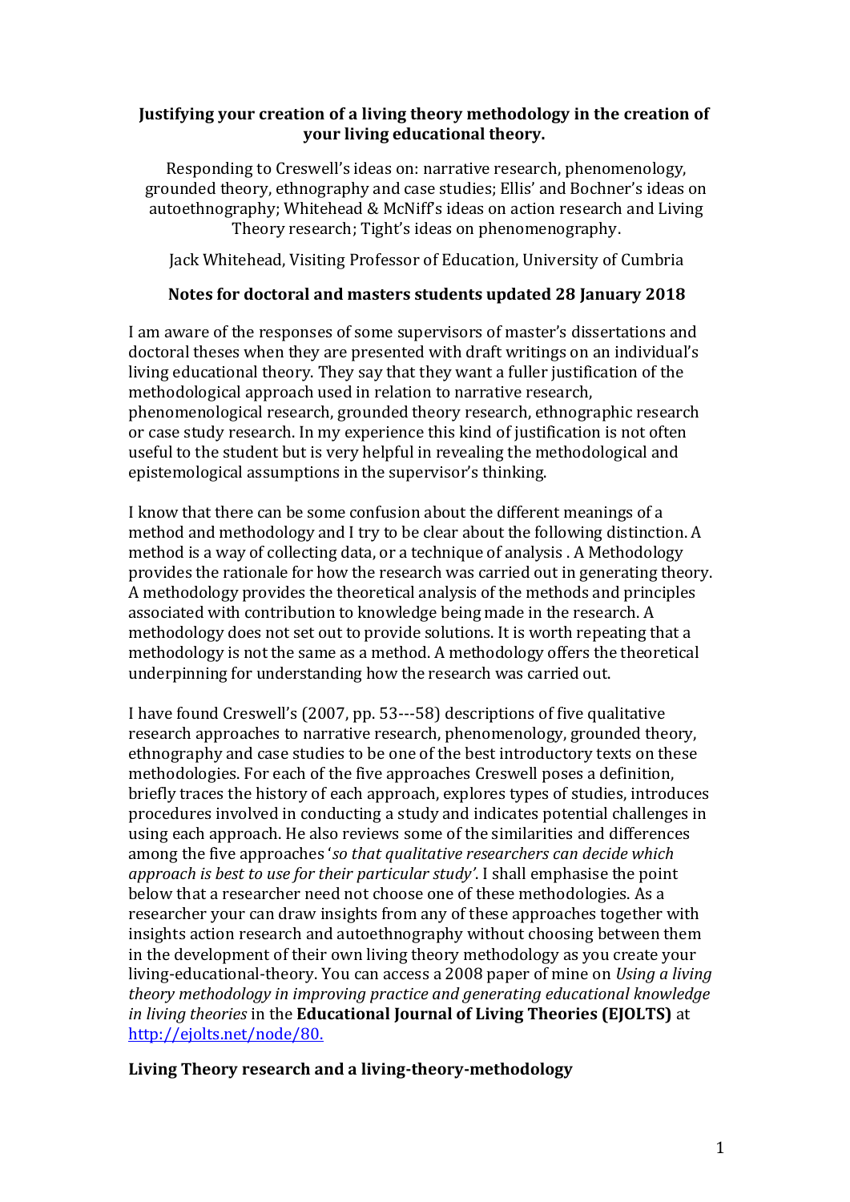**Justifying your creation of a living theory methodology in the creation of your living educational theory.**

Responding to Creswell's ideas on: narrative research, phenomenology, grounded theory, ethnography and case studies; Ellis' and Bochner's ideas on autoethnography; Whitehead & McNiff's ideas on action research and Living Theory research; Tight's ideas on phenomenography.

Jack Whitehead, Visiting Professor of Education, University of Cumbria

**Notes for doctoral and masters students updated 28 January 2018**

I am aware of the responses of some supervisors of master's dissertations and doctoral theses when they are presented with draft writings on an individual's living educational theory. They say that they want a fuller justification of the methodological approach used in relation to narrative research, phenomenological research, grounded theory research, ethnographic research or case study research. In my experience this kind of justification is not often useful to the student but is very helpful in revealing the methodological and epistemological assumptions in the supervisor's thinking.

I know that there can be some confusion about the different meanings of a method and methodology and I try to be clear about the following distinction. A method is a way of collecting data, or a technique of analysis . A Methodology provides the rationale for how the research was carried out in generating theory. A methodology provides the theoretical analysis of the methods and principles associated with contribution to knowledge being made in the research. A methodology does not set out to provide solutions. It is worth repeating that a methodology is not the same as a method. A methodology offers the theoretical underpinning for understanding how the research was carried out.

I have found Creswell's (2007, pp. 53---58) descriptions of five qualitative research approaches to narrative research, phenomenology, grounded theory, ethnography and case studies to be one of the best introductory texts on these methodologies. For each of the five approaches Creswell poses a definition, briefly traces the history of each approach, explores types of studies, introduces procedures involved in conducting a study and indicates potential challenges in using each approach. He also reviews some of the similarities and differences among the five approaches '*so that qualitative researchers can decide which approach is best to use for their particular study'*. I shall emphasise the point below that a researcher need not choose one of these methodologies. As a researcher your can draw insights from any of these approaches together with insights action research and autoethnography without choosing between them in the development of their own living theory methodology as you create your living-educational-theory. You can access a 2008 paper of mine on *Using a living theory methodology in improving practice and generating educational knowledge in living theories* in the **Educational Journal of Living Theories (EJOLTS)** at http://ejolts.net/node/80.

**Living Theory research and a living-theory-methodology**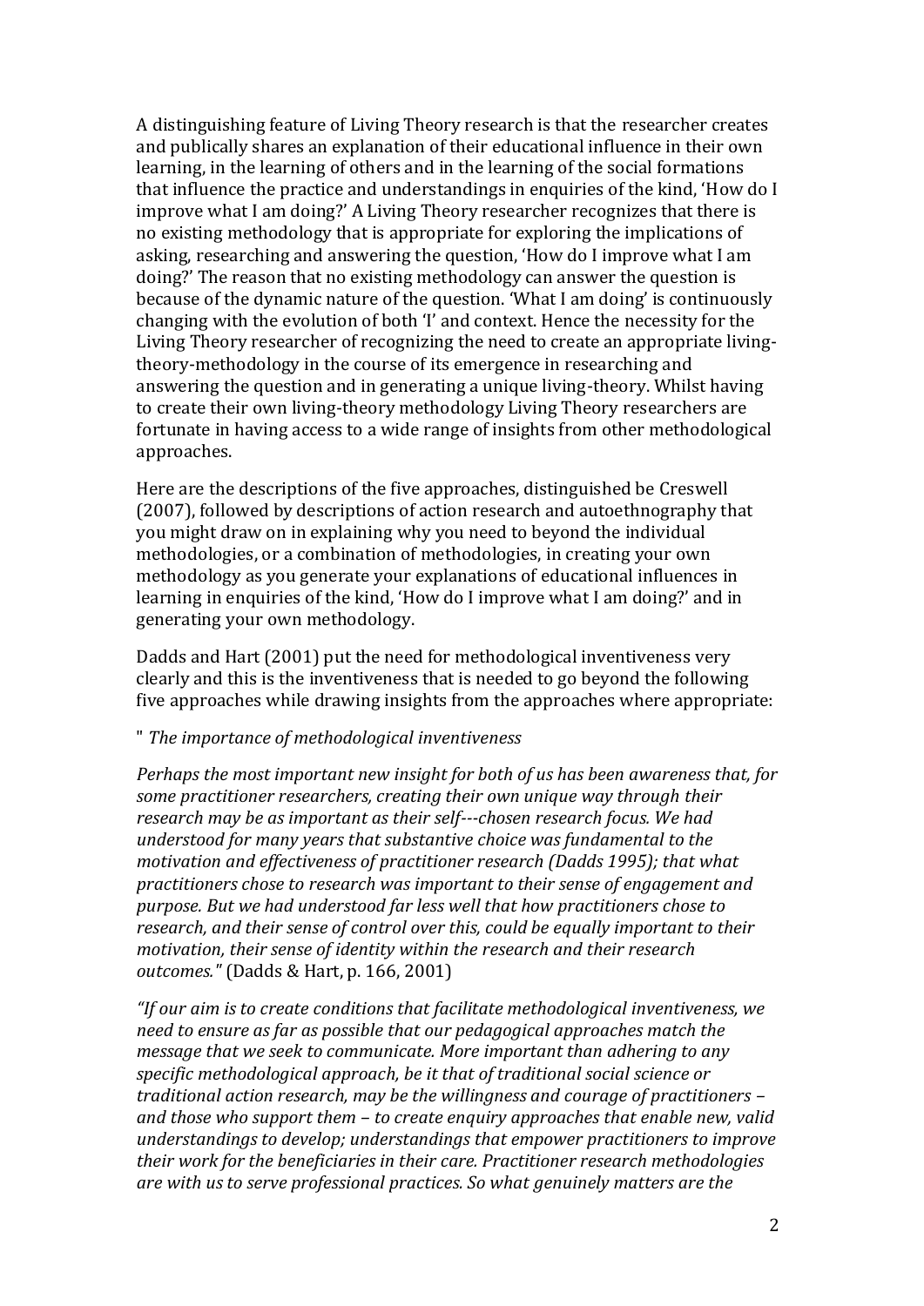A distinguishing feature of Living Theory research is that the researcher creates and publically shares an explanation of their educational influence in their own learning, in the learning of others and in the learning of the social formations that influence the practice and understandings in enquiries of the kind, 'How do I improve what I am doing?' A Living Theory researcher recognizes that there is no existing methodology that is appropriate for exploring the implications of asking, researching and answering the question, 'How do I improve what I am doing?' The reason that no existing methodology can answer the question is because of the dynamic nature of the question. 'What I am doing' is continuously changing with the evolution of both 'I' and context. Hence the necessity for the Living Theory researcher of recognizing the need to create an appropriate living-theory-methodology in the course of its emergence in researching and answering the question and in generating a unique living-theory. Whilst having to create their own living-theory methodology Living Theory researchers are fortunate in having access to a wide range of insights from other methodological approaches.

Here are the descriptions of the five approaches, distinguished be Creswell (2007), followed by descriptions of action research and autoethnography that you might draw on in explaining why you need to beyond the individual methodologies, or a combination of methodologies, in creating your own methodology as you generate your explanations of educational influences in learning in enquiries of the kind, 'How do I improve what I am doing?' and in generating your own methodology.

Dadds and Hart (2001) put the need for methodological inventiveness very clearly and this is the inventiveness that is needed to go beyond the following five approaches while drawing insights from the approaches where appropriate:

" *The importance of methodological inventiveness*

*Perhaps the most important new insight for both of us has been awareness that, for some practitioner researchers, creating their own unique way through their research may be as important as their self---chosen research focus. We had understood for many years that substantive choice was fundamental to the motivation and effectiveness of practitioner research (Dadds 1995); that what practitioners chose to research was important to their sense of engagement and purpose. But we had understood far less well that how practitioners chose to research, and their sense of control over this, could be equally important to their motivation, their sense of identity within the research and their research outcomes."* (Dadds & Hart, p. 166, 2001)

*"If our aim is to create conditions that facilitate methodological inventiveness, we need to ensure as far as possible that our pedagogical approaches match the message that we seek to communicate. More important than adhering to any specific methodological approach, be it that of traditional social science or traditional action research, may be the willingness and courage of practitioners – and those who support them – to create enquiry approaches that enable new, valid understandings to develop; understandings that empower practitioners to improve their work for the beneficiaries in their care. Practitioner research methodologies are with us to serve professional practices. So what genuinely matters are the*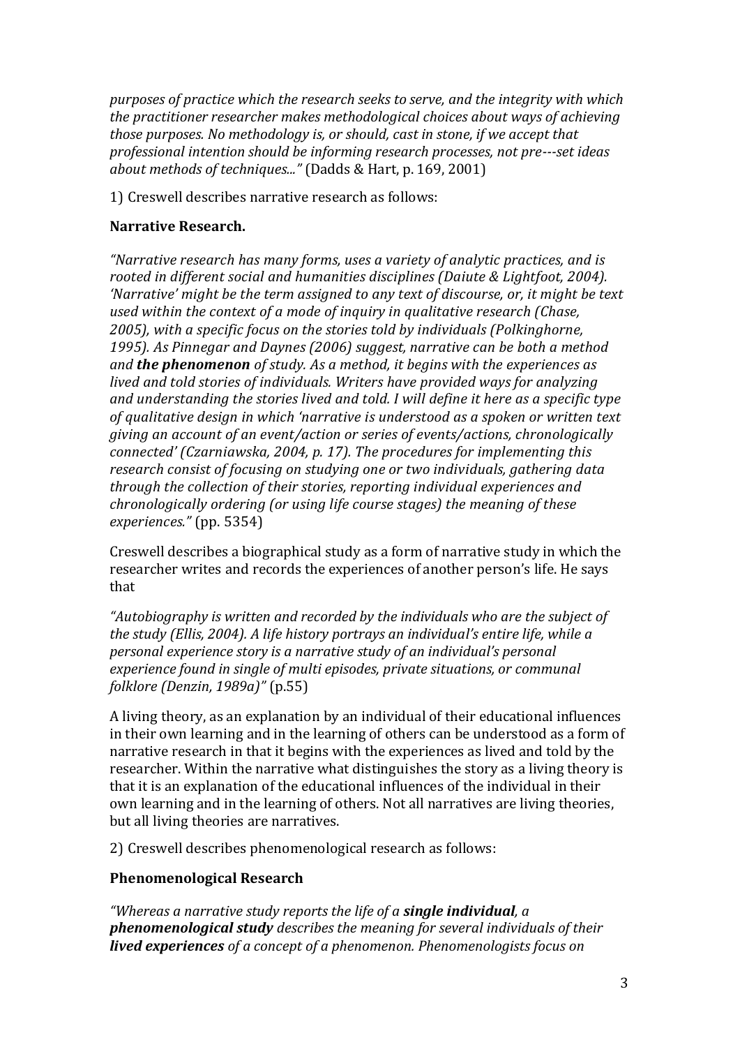*purposes of practice which the research seeks to serve, and the integrity with which the practitioner researcher makes methodological choices about ways of achieving those purposes. No methodology is, or should, cast in stone, if we accept that professional intention should be informing research processes, not pre---set ideas about methods of techniques..."* (Dadds & Hart, p. 169, 2001)

1) Creswell describes narrative research as follows:

**Narrative Research.**

*"Narrative research has many forms, uses a variety of analytic practices, and is rooted in different social and humanities disciplines (Daiute & Lightfoot, 2004). 'Narrative' might be the term assigned to any text of discourse, or, it might be text used within the context of a mode of inquiry in qualitative research (Chase, 2005), with a specific focus on the stories told by individuals (Polkinghorne, 1995). As Pinnegar and Daynes (2006) suggest, narrative can be both a method and **the phenomenon** of study. As a method, it begins with the experiences as lived and told stories of individuals. Writers have provided ways for analyzing and understanding the stories lived and told. I will define it here as a specific type of qualitative design in which 'narrative is understood as a spoken or written text giving an account of an event/action or series of events/actions, chronologically connected' (Czarniawska, 2004, p. 17). The procedures for implementing this research consist of focusing on studying one or two individuals, gathering data through the collection of their stories, reporting individual experiences and chronologically ordering (or using life course stages) the meaning of these experiences."* (pp. 5354)

Creswell describes a biographical study as a form of narrative study in which the researcher writes and records the experiences of another person's life. He says that

*"Autobiography is written and recorded by the individuals who are the subject of the study (Ellis, 2004). A life history portrays an individual's entire life, while a personal experience story is a narrative study of an individual's personal experience found in single of multi episodes, private situations, or communal folklore (Denzin, 1989a)"* (p.55)

A living theory, as an explanation by an individual of their educational influences in their own learning and in the learning of others can be understood as a form of narrative research in that it begins with the experiences as lived and told by the researcher. Within the narrative what distinguishes the story as a living theory is that it is an explanation of the educational influences of the individual in their own learning and in the learning of others. Not all narratives are living theories, but all living theories are narratives.

2) Creswell describes phenomenological research as follows:

**Phenomenological Research**

*"Whereas a narrative study reports the life of a **single individual**, a **phenomenological study** describes the meaning for several individuals of their **lived experiences** of a concept of a phenomenon. Phenomenologists focus on*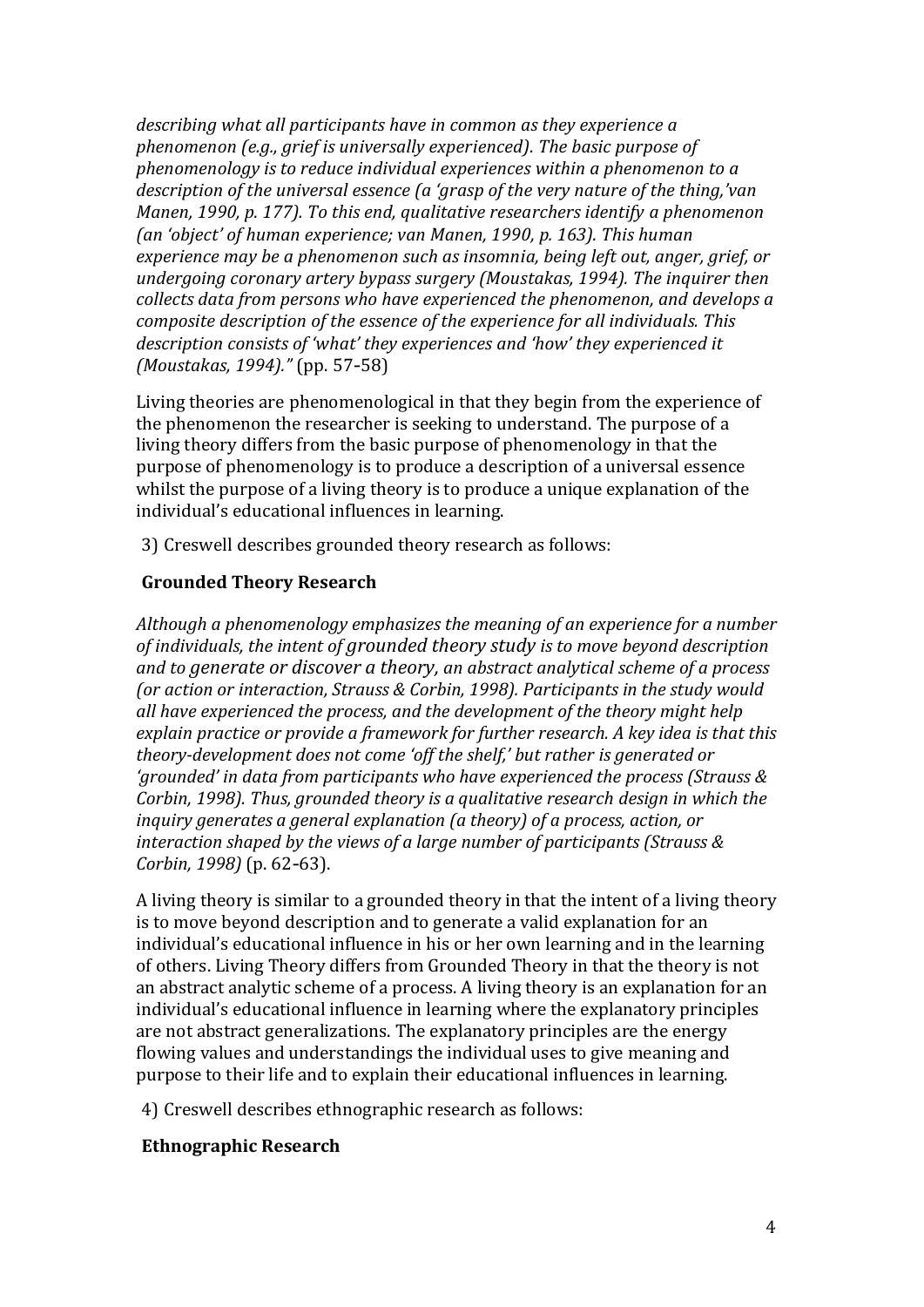*describing what all participants have in common as they experience a phenomenon (e.g., grief is universally experienced). The basic purpose of phenomenology is to reduce individual experiences within a phenomenon to a description of the universal essence (a 'grasp of the very nature of the thing,'van Manen, 1990, p. 177). To this end, qualitative researchers identify a phenomenon (an 'object' of human experience; van Manen, 1990, p. 163). This human experience may be a phenomenon such as insomnia, being left out, anger, grief, or undergoing coronary artery bypass surgery (Moustakas, 1994). The inquirer then collects data from persons who have experienced the phenomenon, and develops a composite description of the essence of the experience for all individuals. This description consists of 'what' they experiences and 'how' they experienced it (Moustakas, 1994)."* (pp. 57-58)

Living theories are phenomenological in that they begin from the experience of the phenomenon the researcher is seeking to understand. The purpose of a living theory differs from the basic purpose of phenomenology in that the purpose of phenomenology is to produce a description of a universal essence whilst the purpose of a living theory is to produce a unique explanation of the individual's educational influences in learning.

3) Creswell describes grounded theory research as follows:

**Grounded Theory Research**

*Although a phenomenology emphasizes the meaning of an experience for a number of individuals, the intent of grounded theory study is to move beyond description and to generate or discover a theory, an abstract analytical scheme of a process (or action or interaction, Strauss & Corbin, 1998). Participants in the study would all have experienced the process, and the development of the theory might help explain practice or provide a framework for further research. A key idea is that this theory-development does not come 'off the shelf,' but rather is generated or 'grounded' in data from participants who have experienced the process (Strauss & Corbin, 1998). Thus, grounded theory is a qualitative research design in which the inquiry generates a general explanation (a theory) of a process, action, or interaction shaped by the views of a large number of participants (Strauss & Corbin, 1998)* (p. 62-63).

A living theory is similar to a grounded theory in that the intent of a living theory is to move beyond description and to generate a valid explanation for an individual's educational influence in his or her own learning and in the learning of others. Living Theory differs from Grounded Theory in that the theory is not an abstract analytic scheme of a process. A living theory is an explanation for an individual's educational influence in learning where the explanatory principles are not abstract generalizations. The explanatory principles are the energy flowing values and understandings the individual uses to give meaning and purpose to their life and to explain their educational influences in learning.

4) Creswell describes ethnographic research as follows:

**Ethnographic Research**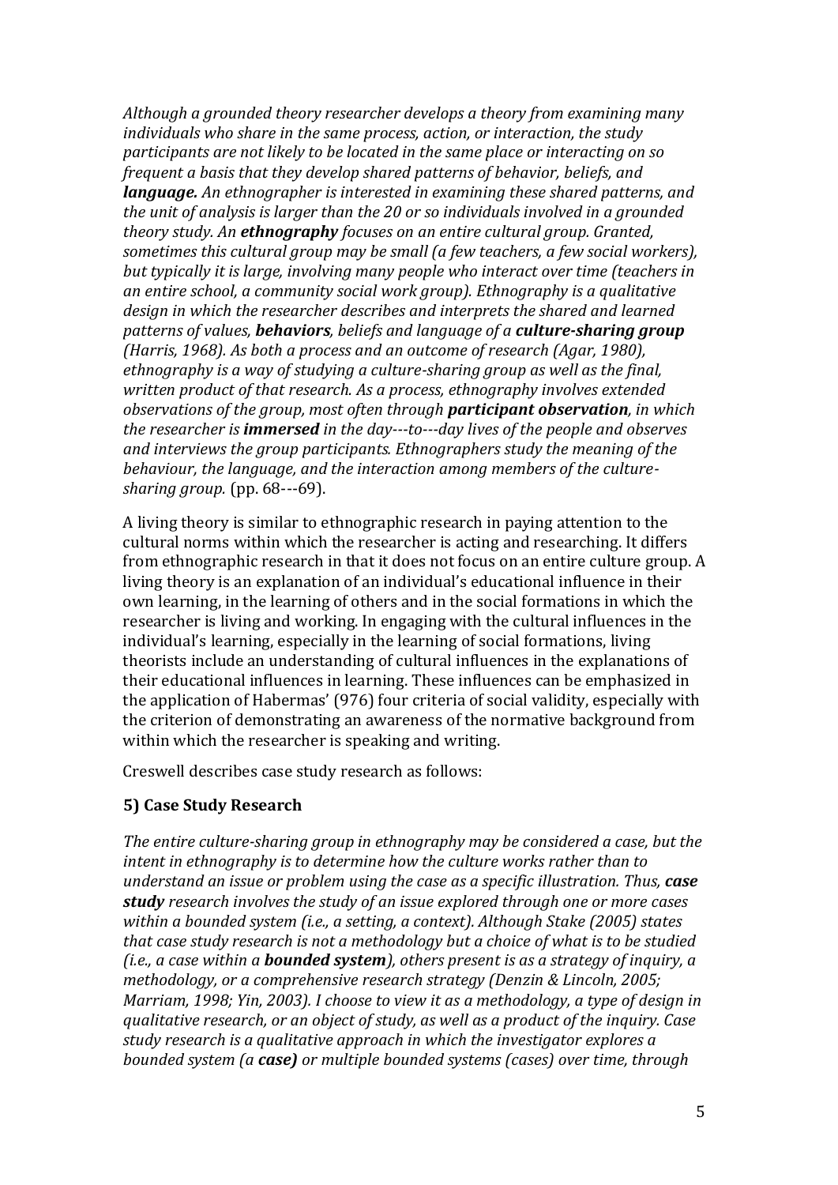*Although a grounded theory researcher develops a theory from examining many individuals who share in the same process, action, or interaction, the study participants are not likely to be located in the same place or interacting on so frequent a basis that they develop shared patterns of behavior, beliefs, and **language.** An ethnographer is interested in examining these shared patterns, and the unit of analysis is larger than the 20 or so individuals involved in a grounded theory study. An **ethnography** focuses on an entire cultural group. Granted, sometimes this cultural group may be small (a few teachers, a few social workers), but typically it is large, involving many people who interact over time (teachers in an entire school, a community social work group). Ethnography is a qualitative design in which the researcher describes and interprets the shared and learned patterns of values, **behaviors**, beliefs and language of a **culture-sharing group** (Harris, 1968). As both a process and an outcome of research (Agar, 1980), ethnography is a way of studying a culture-sharing group as well as the final, written product of that research. As a process, ethnography involves extended observations of the group, most often through **participant observation**, in which the researcher is **immersed** in the day---to---day lives of the people and observes and interviews the group participants. Ethnographers study the meaning of the behaviour, the language, and the interaction among members of the culture-sharing group.* (pp. 68---69).

A living theory is similar to ethnographic research in paying attention to the cultural norms within which the researcher is acting and researching. It differs from ethnographic research in that it does not focus on an entire culture group. A living theory is an explanation of an individual's educational influence in their own learning, in the learning of others and in the social formations in which the researcher is living and working. In engaging with the cultural influences in the individual's learning, especially in the learning of social formations, living theorists include an understanding of cultural influences in the explanations of their educational influences in learning. These influences can be emphasized in the application of Habermas' (976) four criteria of social validity, especially with the criterion of demonstrating an awareness of the normative background from within which the researcher is speaking and writing.

Creswell describes case study research as follows:

### 5) Case Study Research

*The entire culture-sharing group in ethnography may be considered a case, but the intent in ethnography is to determine how the culture works rather than to understand an issue or problem using the case as a specific illustration. Thus, **case study** research involves the study of an issue explored through one or more cases within a bounded system (i.e., a setting, a context). Although Stake (2005) states that case study research is not a methodology but a choice of what is to be studied (i.e., a case within a **bounded system**), others present is as a strategy of inquiry, a methodology, or a comprehensive research strategy (Denzin & Lincoln, 2005; Marriam, 1998; Yin, 2003). I choose to view it as a methodology, a type of design in qualitative research, or an object of study, as well as a product of the inquiry. Case study research is a qualitative approach in which the investigator explores a bounded system (a **case)** or multiple bounded systems (cases) over time, through*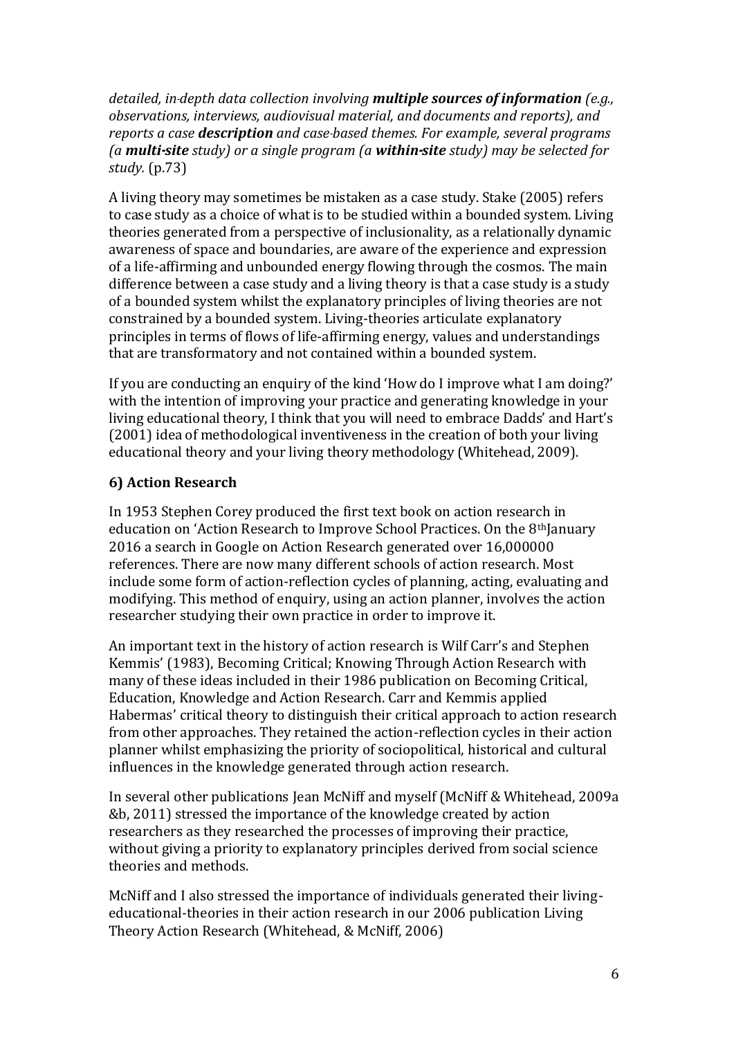*detailed, in-depth data collection involving **multiple sources of information** (e.g., observations, interviews, audiovisual material, and documents and reports), and reports a case **description** and case-based themes. For example, several programs (a **multi-site** study) or a single program (a **within-site** study) may be selected for study.* (p.73)

A living theory may sometimes be mistaken as a case study. Stake (2005) refers to case study as a choice of what is to be studied within a bounded system. Living theories generated from a perspective of inclusionality, as a relationally dynamic awareness of space and boundaries, are aware of the experience and expression of a life-affirming and unbounded energy flowing through the cosmos. The main difference between a case study and a living theory is that a case study is a study of a bounded system whilst the explanatory principles of living theories are not constrained by a bounded system. Living-theories articulate explanatory principles in terms of flows of life-affirming energy, values and understandings that are transformatory and not contained within a bounded system.

If you are conducting an enquiry of the kind 'How do I improve what I am doing?' with the intention of improving your practice and generating knowledge in your living educational theory, I think that you will need to embrace Dadds' and Hart's (2001) idea of methodological inventiveness in the creation of both your living educational theory and your living theory methodology (Whitehead, 2009).

### 6) Action Research

In 1953 Stephen Corey produced the first text book on action research in education on 'Action Research to Improve School Practices. On the 8th January 2016 a search in Google on Action Research generated over 16,000000 references. There are now many different schools of action research. Most include some form of action-reflection cycles of planning, acting, evaluating and modifying. This method of enquiry, using an action planner, involves the action researcher studying their own practice in order to improve it.

An important text in the history of action research is Wilf Carr's and Stephen Kemmis' (1983), Becoming Critical; Knowing Through Action Research with many of these ideas included in their 1986 publication on Becoming Critical, Education, Knowledge and Action Research. Carr and Kemmis applied Habermas' critical theory to distinguish their critical approach to action research from other approaches. They retained the action-reflection cycles in their action planner whilst emphasizing the priority of sociopolitical, historical and cultural influences in the knowledge generated through action research.

In several other publications Jean McNiff and myself (McNiff & Whitehead, 2009a &b, 2011) stressed the importance of the knowledge created by action researchers as they researched the processes of improving their practice, without giving a priority to explanatory principles derived from social science theories and methods.

McNiff and I also stressed the importance of individuals generated their living-educational-theories in their action research in our 2006 publication Living Theory Action Research (Whitehead, & McNiff, 2006)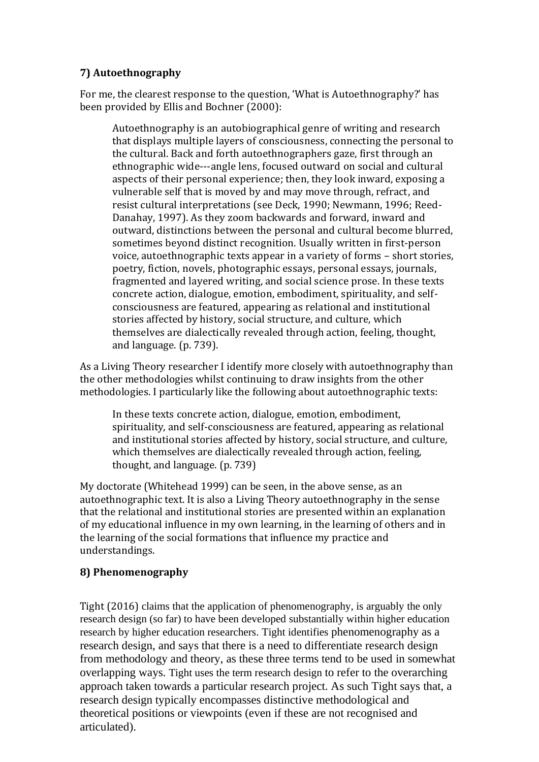### 7) Autoethnography

For me, the clearest response to the question, 'What is Autoethnography?' has been provided by Ellis and Bochner (2000):

> Autoethnography is an autobiographical genre of writing and research that displays multiple layers of consciousness, connecting the personal to the cultural. Back and forth autoethnographers gaze, first through an ethnographic wide---angle lens, focused outward on social and cultural aspects of their personal experience; then, they look inward, exposing a vulnerable self that is moved by and may move through, refract, and resist cultural interpretations (see Deck, 1990; Newmann, 1996; Reed-Danahay, 1997). As they zoom backwards and forward, inward and outward, distinctions between the personal and cultural become blurred, sometimes beyond distinct recognition. Usually written in first-person voice, autoethnographic texts appear in a variety of forms – short stories, poetry, fiction, novels, photographic essays, personal essays, journals, fragmented and layered writing, and social science prose. In these texts concrete action, dialogue, emotion, embodiment, spirituality, and self-consciousness are featured, appearing as relational and institutional stories affected by history, social structure, and culture, which themselves are dialectically revealed through action, feeling, thought, and language. (p. 739).

As a Living Theory researcher I identify more closely with autoethnography than the other methodologies whilst continuing to draw insights from the other methodologies. I particularly like the following about autoethnographic texts:

> In these texts concrete action, dialogue, emotion, embodiment, spirituality, and self-consciousness are featured, appearing as relational and institutional stories affected by history, social structure, and culture, which themselves are dialectically revealed through action, feeling, thought, and language. (p. 739)

My doctorate (Whitehead 1999) can be seen, in the above sense, as an autoethnographic text. It is also a Living Theory autoethnography in the sense that the relational and institutional stories are presented within an explanation of my educational influence in my own learning, in the learning of others and in the learning of the social formations that influence my practice and understandings.

### 8) Phenomenography

Tight (2016) claims that the application of phenomenography, is arguably the only research design (so far) to have been developed substantially within higher education research by higher education researchers. Tight identifies phenomenography as a research design, and says that there is a need to differentiate research design from methodology and theory, as these three terms tend to be used in somewhat overlapping ways. Tight uses the term research design to refer to the overarching approach taken towards a particular research project. As such Tight says that, a research design typically encompasses distinctive methodological and theoretical positions or viewpoints (even if these are not recognised and articulated).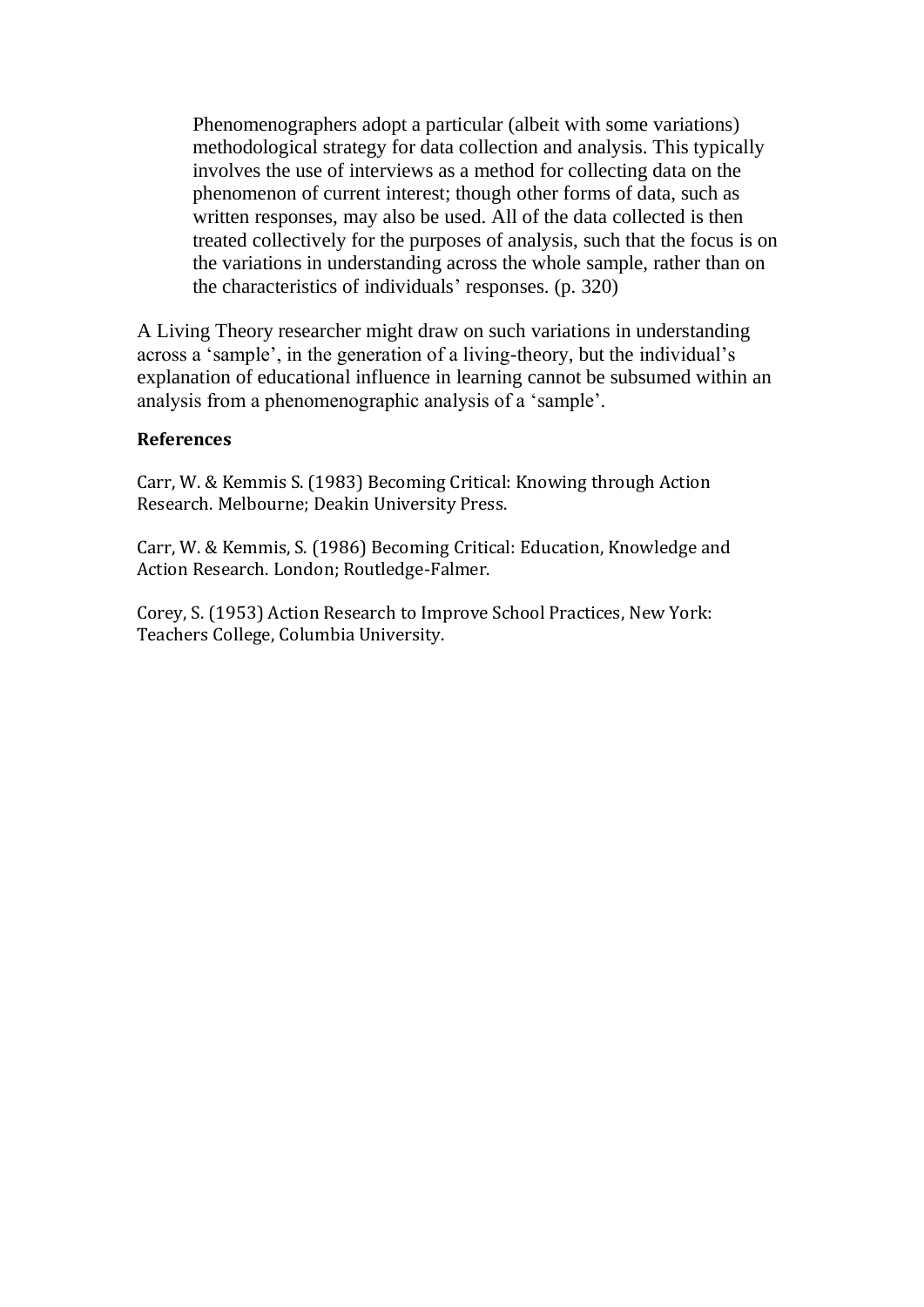> Phenomenographers adopt a particular (albeit with some variations) methodological strategy for data collection and analysis. This typically involves the use of interviews as a method for collecting data on the phenomenon of current interest; though other forms of data, such as written responses, may also be used. All of the data collected is then treated collectively for the purposes of analysis, such that the focus is on the variations in understanding across the whole sample, rather than on the characteristics of individuals' responses. (p. 320)

A Living Theory researcher might draw on such variations in understanding across a 'sample', in the generation of a living-theory, but the individual's explanation of educational influence in learning cannot be subsumed within an analysis from a phenomenographic analysis of a 'sample'.

**References**

Carr, W. & Kemmis S. (1983) Becoming Critical: Knowing through Action Research. Melbourne; Deakin University Press.

Carr, W. & Kemmis, S. (1986) Becoming Critical: Education, Knowledge and Action Research. London; Routledge-Falmer.

Corey, S. (1953) Action Research to Improve School Practices, New York: Teachers College, Columbia University.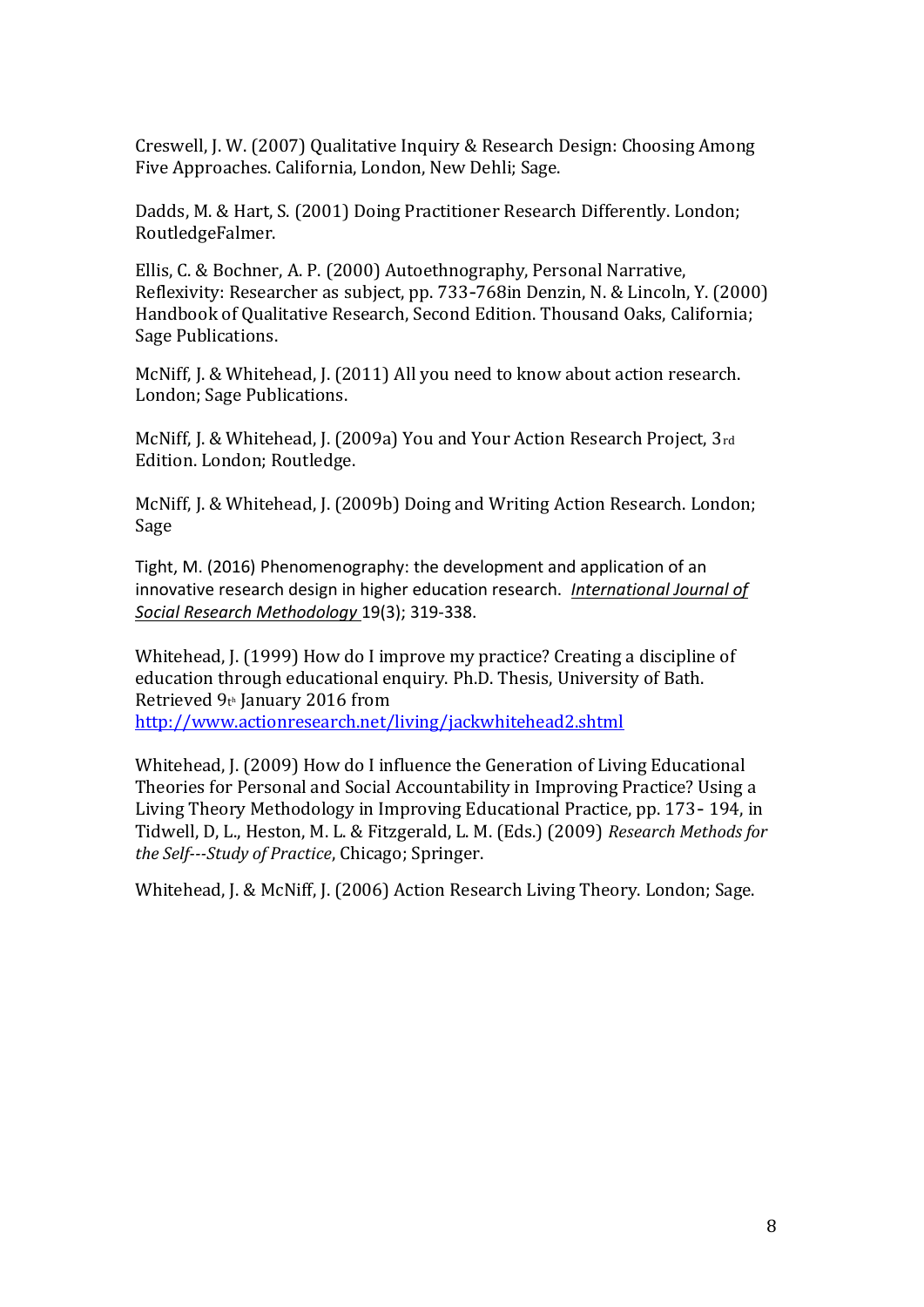Creswell, J. W. (2007) Qualitative Inquiry & Research Design: Choosing Among Five Approaches. California, London, New Dehli; Sage.

Dadds, M. & Hart, S. (2001) Doing Practitioner Research Differently. London; RoutledgeFalmer.

Ellis, C. & Bochner, A. P. (2000) Autoethnography, Personal Narrative, Reflexivity: Researcher as subject, pp. 733-768in Denzin, N. & Lincoln, Y. (2000) Handbook of Qualitative Research, Second Edition. Thousand Oaks, California; Sage Publications.

McNiff, J. & Whitehead, J. (2011) All you need to know about action research. London; Sage Publications.

McNiff, J. & Whitehead, J. (2009a) You and Your Action Research Project, 3rd Edition. London; Routledge.

McNiff, J. & Whitehead, J. (2009b) Doing and Writing Action Research. London; Sage

Tight, M. (2016) Phenomenography: the development and application of an innovative research design in higher education research. *International Journal of Social Research Methodology* 19(3); 319-338.

Whitehead, J. (1999) How do I improve my practice? Creating a discipline of education through educational enquiry. Ph.D. Thesis, University of Bath. Retrieved 9th January 2016 from http://www.actionresearch.net/living/jackwhitehead2.shtml

Whitehead, J. (2009) How do I influence the Generation of Living Educational Theories for Personal and Social Accountability in Improving Practice? Using a Living Theory Methodology in Improving Educational Practice, pp. 173- 194, in Tidwell, D, L., Heston, M. L. & Fitzgerald, L. M. (Eds.) (2009) *Research Methods for the Self---Study of Practice*, Chicago; Springer.

Whitehead, J. & McNiff, J. (2006) Action Research Living Theory. London; Sage.